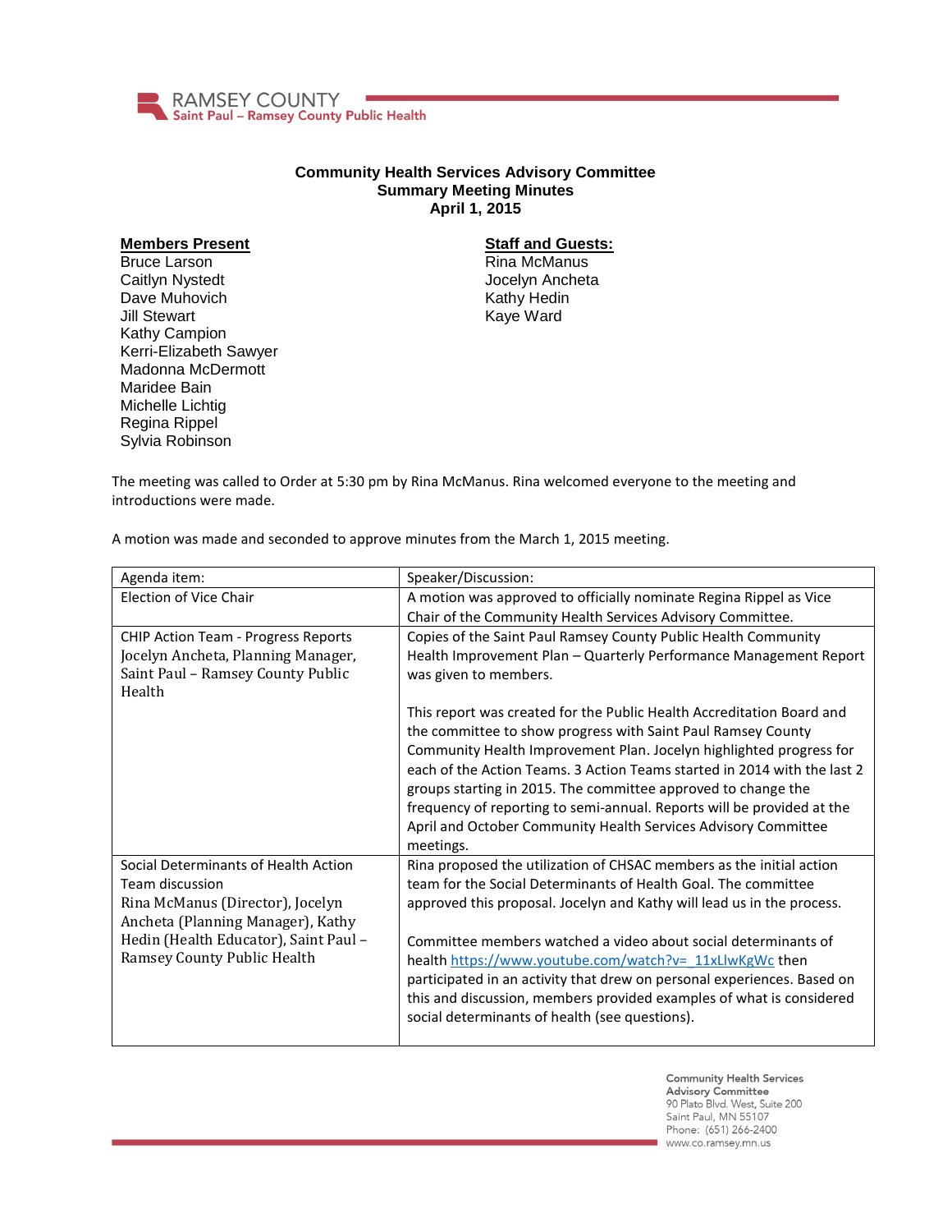RAMSEY COUNTY
Saint Paul – Ramsey County Public Health

# Community Health Services Advisory Committee
## Summary Meeting Minutes
## April 1, 2015

**Members Present**

Bruce Larson
Caitlyn Nystedt
Dave Muhovich
Jill Stewart
Kathy Campion
Kerri-Elizabeth Sawyer
Madonna McDermott
Maridee Bain
Michelle Lichtig
Regina Rippel
Sylvia Robinson

**Staff and Guests:**

Rina McManus
Jocelyn Ancheta
Kathy Hedin
Kaye Ward

The meeting was called to Order at 5:30 pm by Rina McManus. Rina welcomed everyone to the meeting and introductions were made.

A motion was made and seconded to approve minutes from the March 1, 2015 meeting.

| Agenda item: | Speaker/Discussion: |
|---|---|
| Election of Vice Chair | A motion was approved to officially nominate Regina Rippel as Vice Chair of the Community Health Services Advisory Committee. |
| CHIP Action Team - Progress Reports<br>Jocelyn Ancheta, Planning Manager, Saint Paul – Ramsey County Public Health | Copies of the Saint Paul Ramsey County Public Health Community Health Improvement Plan – Quarterly Performance Management Report was given to members.<br><br>This report was created for the Public Health Accreditation Board and the committee to show progress with Saint Paul Ramsey County Community Health Improvement Plan. Jocelyn highlighted progress for each of the Action Teams. 3 Action Teams started in 2014 with the last 2 groups starting in 2015. The committee approved to change the frequency of reporting to semi-annual. Reports will be provided at the April and October Community Health Services Advisory Committee meetings. |
| Social Determinants of Health Action Team discussion<br>Rina McManus (Director), Jocelyn Ancheta (Planning Manager), Kathy Hedin (Health Educator), Saint Paul – Ramsey County Public Health | Rina proposed the utilization of CHSAC members as the initial action team for the Social Determinants of Health Goal. The committee approved this proposal. Jocelyn and Kathy will lead us in the process.<br><br>Committee members watched a video about social determinants of health https://www.youtube.com/watch?v=_11xLlwKgWc then participated in an activity that drew on personal experiences. Based on this and discussion, members provided examples of what is considered social determinants of health (see questions). |

Community Health Services Advisory Committee
90 Plato Blvd. West, Suite 200
Saint Paul, MN 55107
Phone: (651) 266-2400
www.co.ramsey.mn.us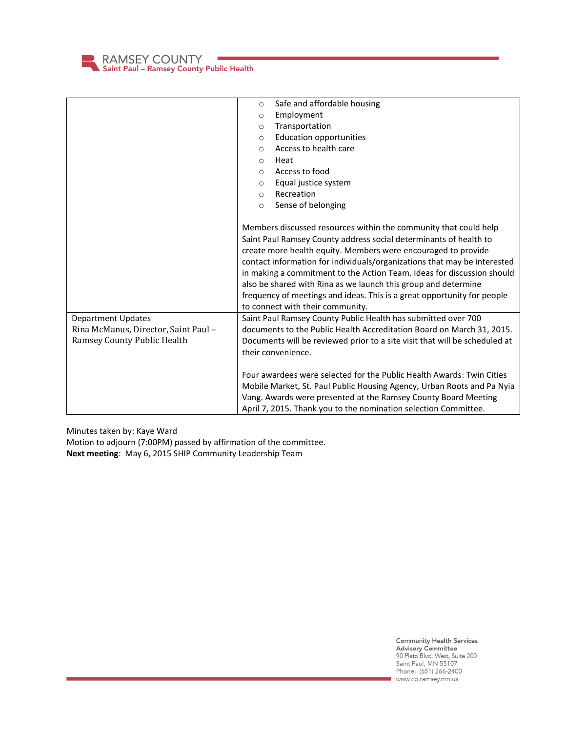| | |
|---|---|
| | ○ Safe and affordable housing<br>○ Employment<br>○ Transportation<br>○ Education opportunities<br>○ Access to health care<br>○ Heat<br>○ Access to food<br>○ Equal justice system<br>○ Recreation<br>○ Sense of belonging<br><br>Members discussed resources within the community that could help Saint Paul Ramsey County address social determinants of health to create more health equity. Members were encouraged to provide contact information for individuals/organizations that may be interested in making a commitment to the Action Team. Ideas for discussion should also be shared with Rina as we launch this group and determine frequency of meetings and ideas. This is a great opportunity for people to connect with their community. |
| Department Updates<br>Rina McManus, Director, Saint Paul – Ramsey County Public Health | Saint Paul Ramsey County Public Health has submitted over 700 documents to the Public Health Accreditation Board on March 31, 2015. Documents will be reviewed prior to a site visit that will be scheduled at their convenience.<br><br>Four awardees were selected for the Public Health Awards: Twin Cities Mobile Market, St. Paul Public Housing Agency, Urban Roots and Pa Nyia Vang. Awards were presented at the Ramsey County Board Meeting April 7, 2015. Thank you to the nomination selection Committee. |

Minutes taken by: Kaye Ward

Motion to adjourn (7:00PM) passed by affirmation of the committee.

**Next meeting**: May 6, 2015 SHIP Community Leadership Team